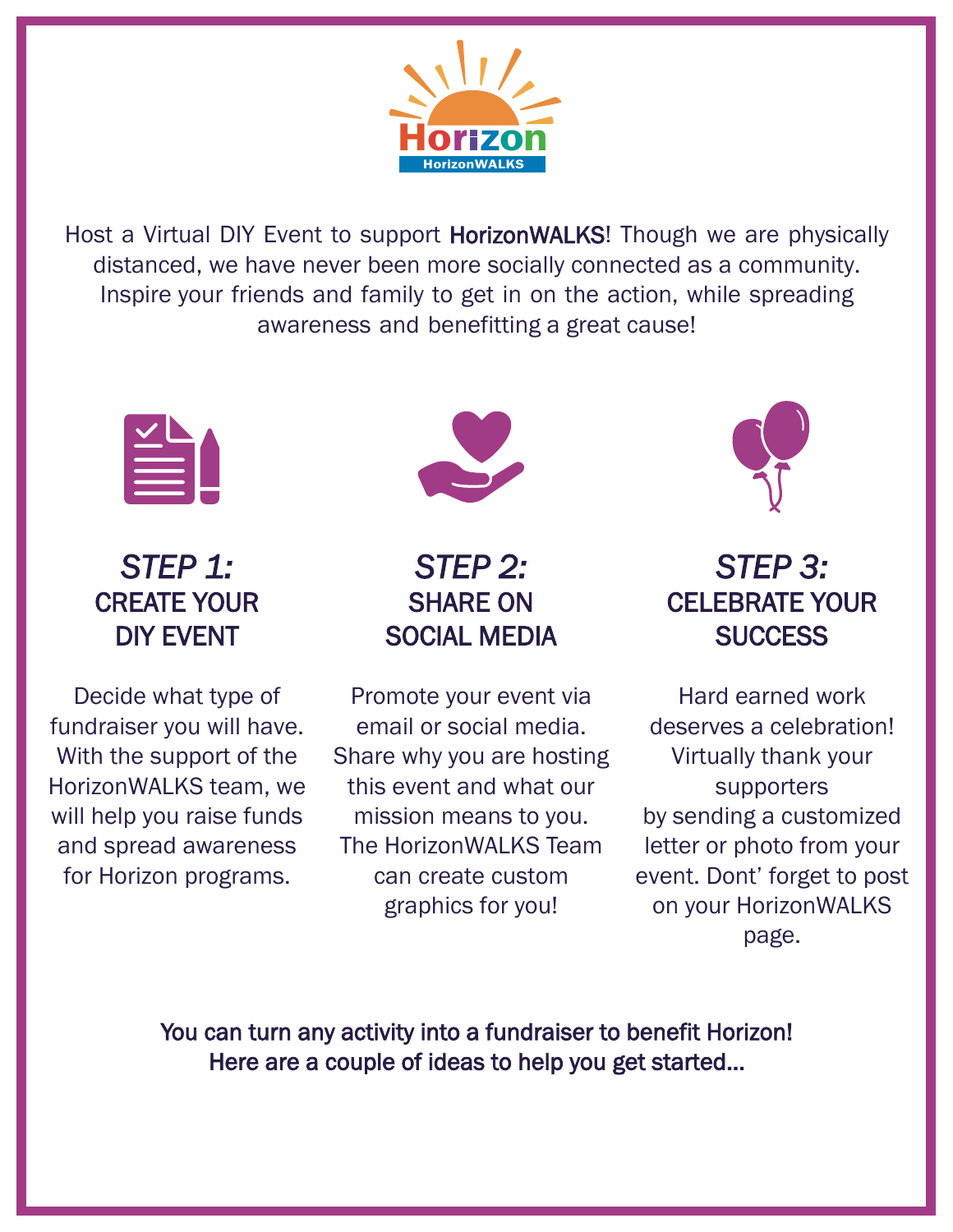Horizon

HorizonWALKS

Host a Virtual DIY Event to support **HorizonWALKS**! Though we are physically distanced, we have never been more socially connected as a community. Inspire your friends and family to get in on the action, while spreading awareness and benefitting a great cause!

## *STEP 1:* CREATE YOUR DIY EVENT

Decide what type of fundraiser you will have. With the support of the HorizonWALKS team, we will help you raise funds and spread awareness for Horizon programs.

## *STEP 2:* SHARE ON SOCIAL MEDIA

Promote your event via email or social media. Share why you are hosting this event and what our mission means to you. The HorizonWALKS Team can create custom graphics for you!

## *STEP 3:* CELEBRATE YOUR SUCCESS

Hard earned work deserves a celebration! Virtually thank your supporters by sending a customized letter or photo from your event. Dont' forget to post on your HorizonWALKS page.

**You can turn any activity into a fundraiser to benefit Horizon! Here are a couple of ideas to help you get started...**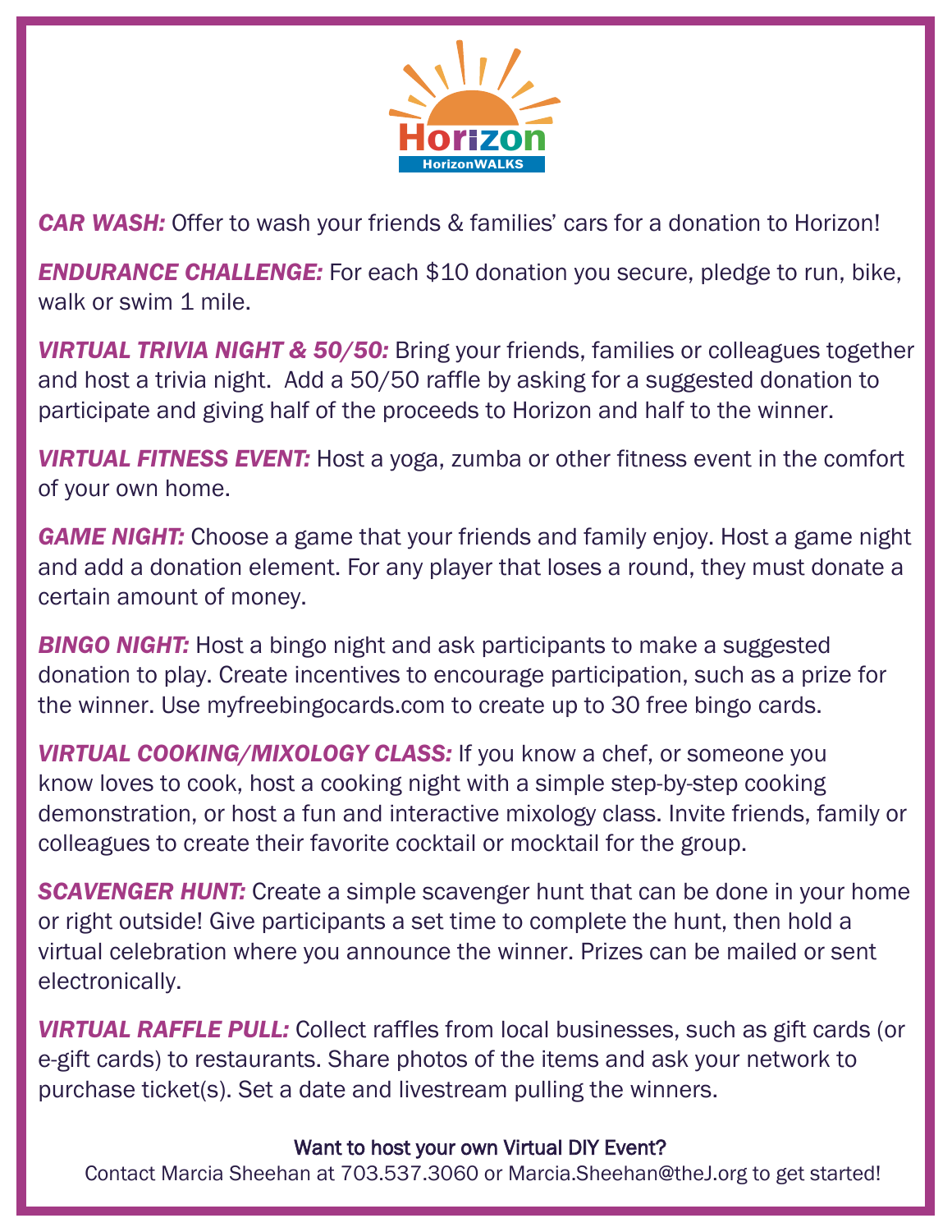Horizon

HorizonWALKS

***CAR WASH:*** Offer to wash your friends & families' cars for a donation to Horizon!

***ENDURANCE CHALLENGE:*** For each $10 donation you secure, pledge to run, bike, walk or swim 1 mile.

***VIRTUAL TRIVIA NIGHT & 50/50:*** Bring your friends, families or colleagues together and host a trivia night. Add a 50/50 raffle by asking for a suggested donation to participate and giving half of the proceeds to Horizon and half to the winner.

***VIRTUAL FITNESS EVENT:*** Host a yoga, zumba or other fitness event in the comfort of your own home.

***GAME NIGHT:*** Choose a game that your friends and family enjoy. Host a game night and add a donation element. For any player that loses a round, they must donate a certain amount of money.

***BINGO NIGHT:*** Host a bingo night and ask participants to make a suggested donation to play. Create incentives to encourage participation, such as a prize for the winner. Use myfreebingocards.com to create up to 30 free bingo cards.

***VIRTUAL COOKING/MIXOLOGY CLASS:*** If you know a chef, or someone you know loves to cook, host a cooking night with a simple step-by-step cooking demonstration, or host a fun and interactive mixology class. Invite friends, family or colleagues to create their favorite cocktail or mocktail for the group.

***SCAVENGER HUNT:*** Create a simple scavenger hunt that can be done in your home or right outside! Give participants a set time to complete the hunt, then hold a virtual celebration where you announce the winner. Prizes can be mailed or sent electronically.

***VIRTUAL RAFFLE PULL:*** Collect raffles from local businesses, such as gift cards (or e-gift cards) to restaurants. Share photos of the items and ask your network to purchase ticket(s). Set a date and livestream pulling the winners.

**Want to host your own Virtual DIY Event?**
Contact Marcia Sheehan at 703.537.3060 or Marcia.Sheehan@theJ.org to get started!